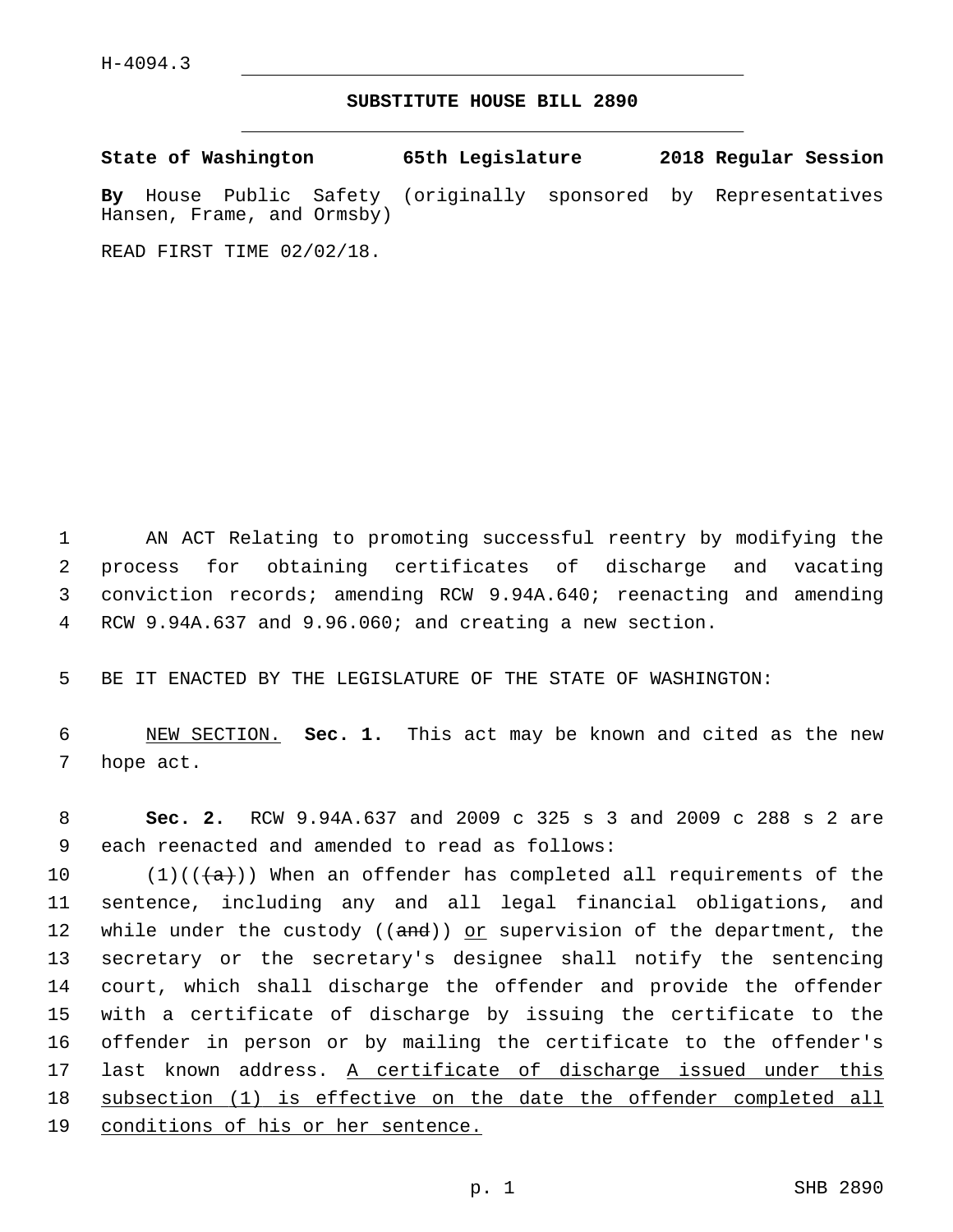H-4094.3

# SUBSTITUTE HOUSE BILL 2890

**State of Washington 65th Legislature 2018 Regular Session**

**By** House Public Safety (originally sponsored by Representatives Hansen, Frame, and Ormsby)

READ FIRST TIME 02/02/18.

1 AN ACT Relating to promoting successful reentry by modifying the
2 process for obtaining certificates of discharge and vacating
3 conviction records; amending RCW 9.94A.640; reenacting and amending
4 RCW 9.94A.637 and 9.96.060; and creating a new section.

5 BE IT ENACTED BY THE LEGISLATURE OF THE STATE OF WASHINGTON:

6 <u>NEW SECTION.</u> **Sec. 1.** This act may be known and cited as the new
7 hope act.

8 **Sec. 2.** RCW 9.94A.637 and 2009 c 325 s 3 and 2009 c 288 s 2 are
9 each reenacted and amended to read as follows:

10 (1)((~~(a)~~)) When an offender has completed all requirements of the
11 sentence, including any and all legal financial obligations, and
12 while under the custody ((~~and~~)) <u>or</u> supervision of the department, the
13 secretary or the secretary's designee shall notify the sentencing
14 court, which shall discharge the offender and provide the offender
15 with a certificate of discharge by issuing the certificate to the
16 offender in person or by mailing the certificate to the offender's
17 last known address. <u>A certificate of discharge issued under this</u>
18 <u>subsection (1) is effective on the date the offender completed all</u>
19 <u>conditions of his or her sentence.</u>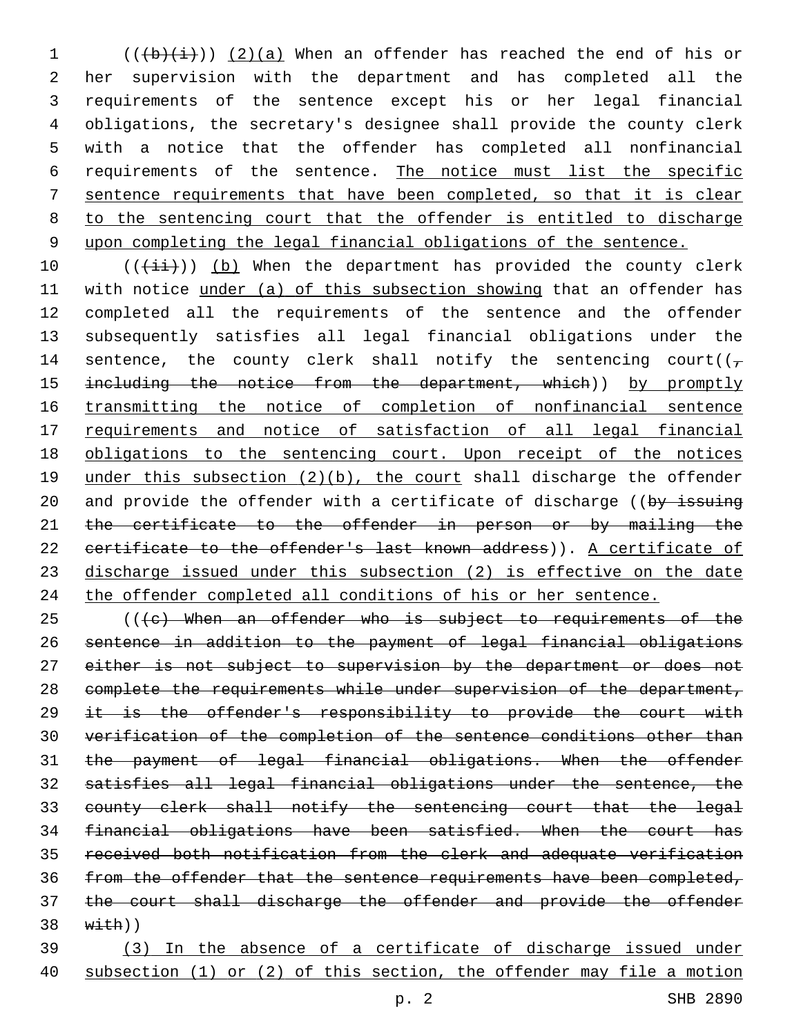(((b)(i))) (2)(a) When an offender has reached the end of his or her supervision with the department and has completed all the requirements of the sentence except his or her legal financial obligations, the secretary's designee shall provide the county clerk with a notice that the offender has completed all nonfinancial requirements of the sentence. The notice must list the specific sentence requirements that have been completed, so that it is clear to the sentencing court that the offender is entitled to discharge upon completing the legal financial obligations of the sentence.

(((ii))) (b) When the department has provided the county clerk with notice under (a) of this subsection showing that an offender has completed all the requirements of the sentence and the offender subsequently satisfies all legal financial obligations under the sentence, the county clerk shall notify the sentencing court((, including the notice from the department, which)) by promptly transmitting the notice of completion of nonfinancial sentence requirements and notice of satisfaction of all legal financial obligations to the sentencing court. Upon receipt of the notices under this subsection (2)(b), the court shall discharge the offender and provide the offender with a certificate of discharge ((by issuing the certificate to the offender in person or by mailing the certificate to the offender's last known address)). A certificate of discharge issued under this subsection (2) is effective on the date the offender completed all conditions of his or her sentence.

(((c) When an offender who is subject to requirements of the sentence in addition to the payment of legal financial obligations either is not subject to supervision by the department or does not complete the requirements while under supervision of the department, it is the offender's responsibility to provide the court with verification of the completion of the sentence conditions other than the payment of legal financial obligations. When the offender satisfies all legal financial obligations under the sentence, the county clerk shall notify the sentencing court that the legal financial obligations have been satisfied. When the court has received both notification from the clerk and adequate verification from the offender that the sentence requirements have been completed, the court shall discharge the offender and provide the offender with))

(3) In the absence of a certificate of discharge issued under subsection (1) or (2) of this section, the offender may file a motion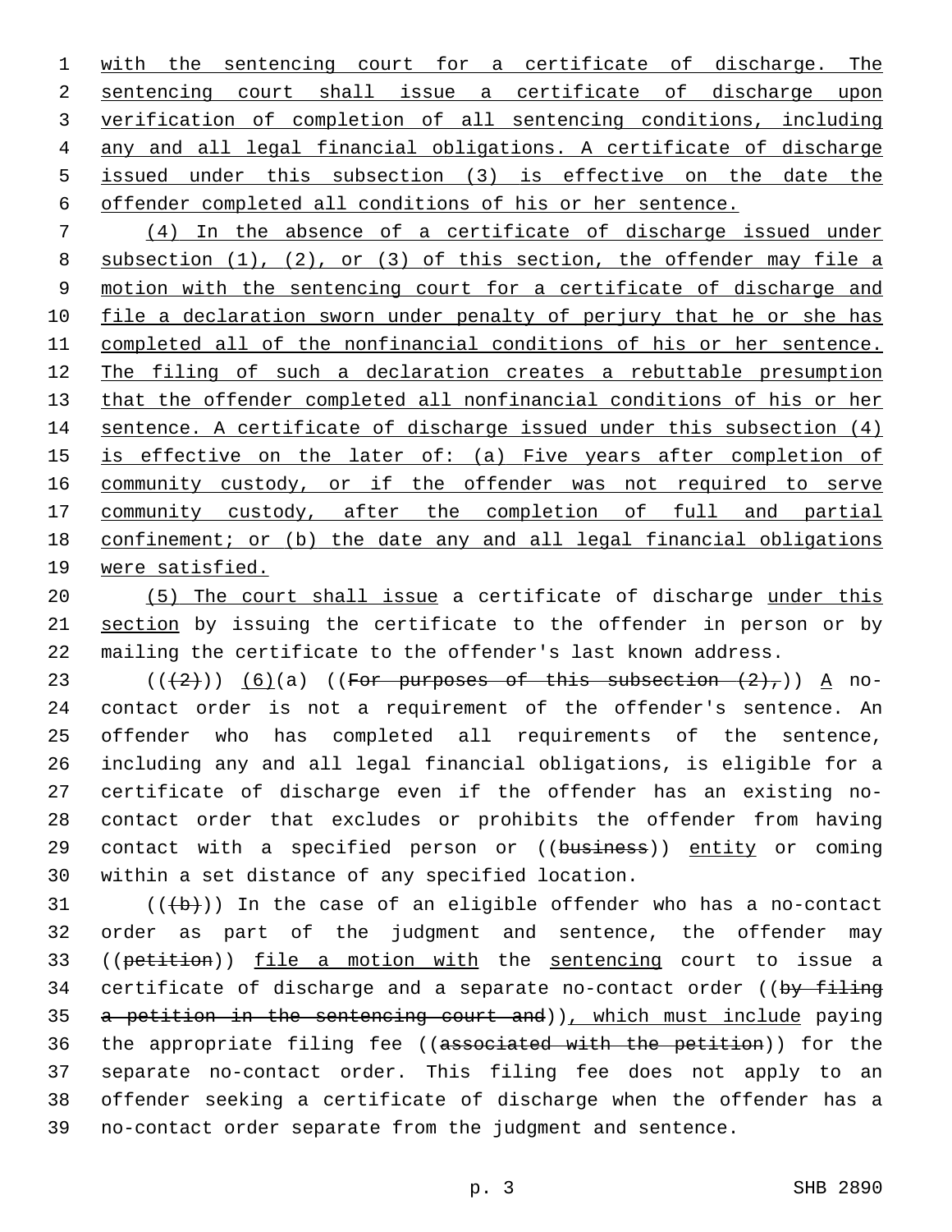with the sentencing court for a certificate of discharge. The sentencing court shall issue a certificate of discharge upon verification of completion of all sentencing conditions, including any and all legal financial obligations. A certificate of discharge issued under this subsection (3) is effective on the date the offender completed all conditions of his or her sentence.

(4) In the absence of a certificate of discharge issued under subsection (1), (2), or (3) of this section, the offender may file a motion with the sentencing court for a certificate of discharge and file a declaration sworn under penalty of perjury that he or she has completed all of the nonfinancial conditions of his or her sentence. The filing of such a declaration creates a rebuttable presumption that the offender completed all nonfinancial conditions of his or her sentence. A certificate of discharge issued under this subsection (4) is effective on the later of: (a) Five years after completion of community custody, or if the offender was not required to serve community custody, after the completion of full and partial confinement; or (b) the date any and all legal financial obligations were satisfied.

(5) The court shall issue a certificate of discharge under this section by issuing the certificate to the offender in person or by mailing the certificate to the offender's last known address.

(((2))) (6)(a) ((For purposes of this subsection (2),)) A no-contact order is not a requirement of the offender's sentence. An offender who has completed all requirements of the sentence, including any and all legal financial obligations, is eligible for a certificate of discharge even if the offender has an existing no-contact order that excludes or prohibits the offender from having contact with a specified person or ((business)) entity or coming within a set distance of any specified location.

(((b))) In the case of an eligible offender who has a no-contact order as part of the judgment and sentence, the offender may ((petition)) file a motion with the sentencing court to issue a certificate of discharge and a separate no-contact order ((by filing a petition in the sentencing court and)), which must include paying the appropriate filing fee ((associated with the petition)) for the separate no-contact order. This filing fee does not apply to an offender seeking a certificate of discharge when the offender has a no-contact order separate from the judgment and sentence.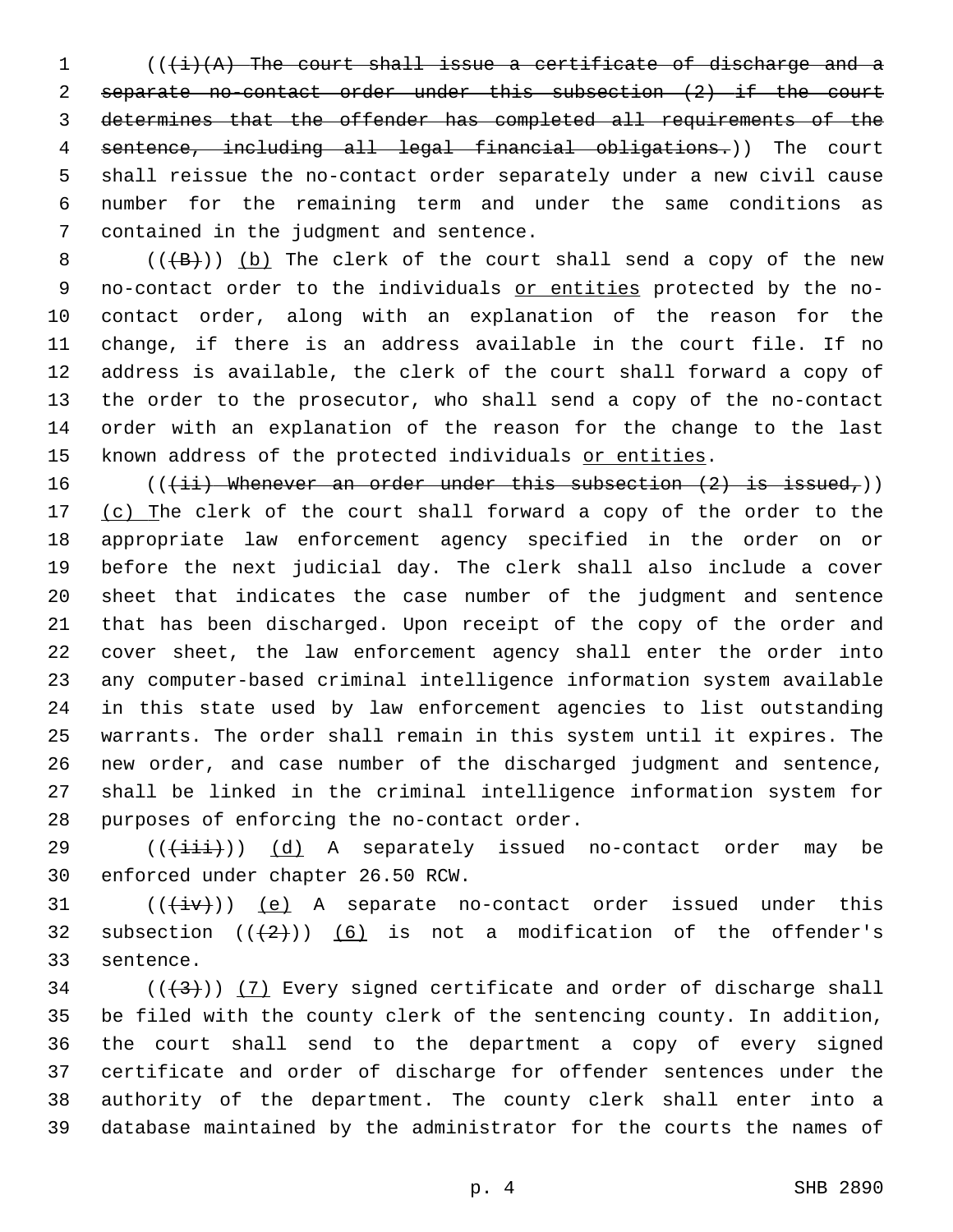(((i)(A) The court shall issue a certificate of discharge and a separate no-contact order under this subsection (2) if the court determines that the offender has completed all requirements of the sentence, including all legal financial obligations.)) The court shall reissue the no-contact order separately under a new civil cause number for the remaining term and under the same conditions as contained in the judgment and sentence.

(((B))) (b) The clerk of the court shall send a copy of the new no-contact order to the individuals or entities protected by the no-contact order, along with an explanation of the reason for the change, if there is an address available in the court file. If no address is available, the clerk of the court shall forward a copy of the order to the prosecutor, who shall send a copy of the no-contact order with an explanation of the reason for the change to the last known address of the protected individuals or entities.

(((ii) Whenever an order under this subsection (2) is issued,)) (c) The clerk of the court shall forward a copy of the order to the appropriate law enforcement agency specified in the order on or before the next judicial day. The clerk shall also include a cover sheet that indicates the case number of the judgment and sentence that has been discharged. Upon receipt of the copy of the order and cover sheet, the law enforcement agency shall enter the order into any computer-based criminal intelligence information system available in this state used by law enforcement agencies to list outstanding warrants. The order shall remain in this system until it expires. The new order, and case number of the discharged judgment and sentence, shall be linked in the criminal intelligence information system for purposes of enforcing the no-contact order.

(((iii))) (d) A separately issued no-contact order may be enforced under chapter 26.50 RCW.

(((iv))) (e) A separate no-contact order issued under this subsection (((2))) (6) is not a modification of the offender's sentence.

(((3))) (7) Every signed certificate and order of discharge shall be filed with the county clerk of the sentencing county. In addition, the court shall send to the department a copy of every signed certificate and order of discharge for offender sentences under the authority of the department. The county clerk shall enter into a database maintained by the administrator for the courts the names of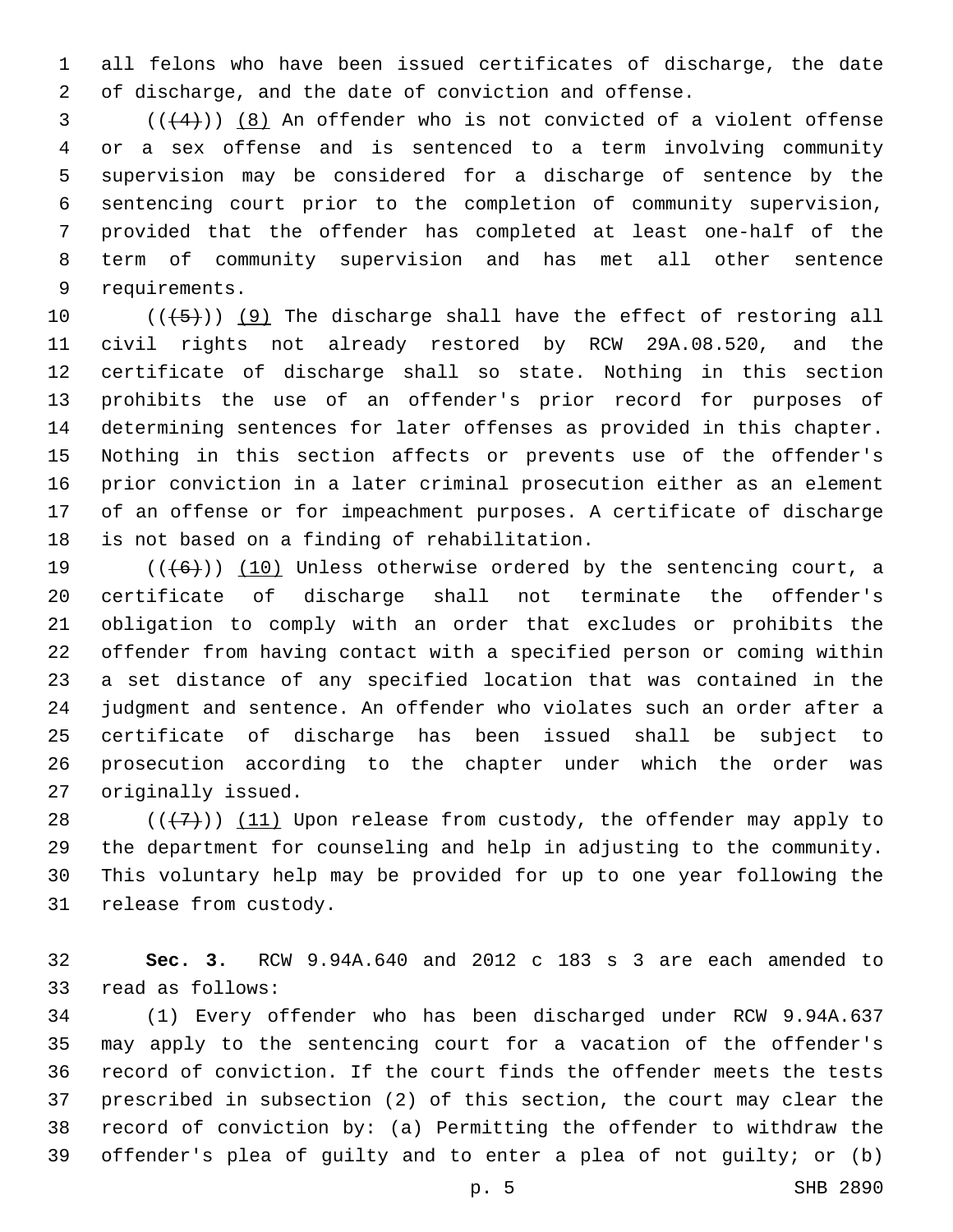all felons who have been issued certificates of discharge, the date of discharge, and the date of conviction and offense.

((~~(4)~~)) (8) An offender who is not convicted of a violent offense or a sex offense and is sentenced to a term involving community supervision may be considered for a discharge of sentence by the sentencing court prior to the completion of community supervision, provided that the offender has completed at least one-half of the term of community supervision and has met all other sentence requirements.

((~~(5)~~)) (9) The discharge shall have the effect of restoring all civil rights not already restored by RCW 29A.08.520, and the certificate of discharge shall so state. Nothing in this section prohibits the use of an offender's prior record for purposes of determining sentences for later offenses as provided in this chapter. Nothing in this section affects or prevents use of the offender's prior conviction in a later criminal prosecution either as an element of an offense or for impeachment purposes. A certificate of discharge is not based on a finding of rehabilitation.

((~~(6)~~)) (10) Unless otherwise ordered by the sentencing court, a certificate of discharge shall not terminate the offender's obligation to comply with an order that excludes or prohibits the offender from having contact with a specified person or coming within a set distance of any specified location that was contained in the judgment and sentence. An offender who violates such an order after a certificate of discharge has been issued shall be subject to prosecution according to the chapter under which the order was originally issued.

((~~(7)~~)) (11) Upon release from custody, the offender may apply to the department for counseling and help in adjusting to the community. This voluntary help may be provided for up to one year following the release from custody.

**Sec. 3.** RCW 9.94A.640 and 2012 c 183 s 3 are each amended to read as follows:

(1) Every offender who has been discharged under RCW 9.94A.637 may apply to the sentencing court for a vacation of the offender's record of conviction. If the court finds the offender meets the tests prescribed in subsection (2) of this section, the court may clear the record of conviction by: (a) Permitting the offender to withdraw the offender's plea of guilty and to enter a plea of not guilty; or (b)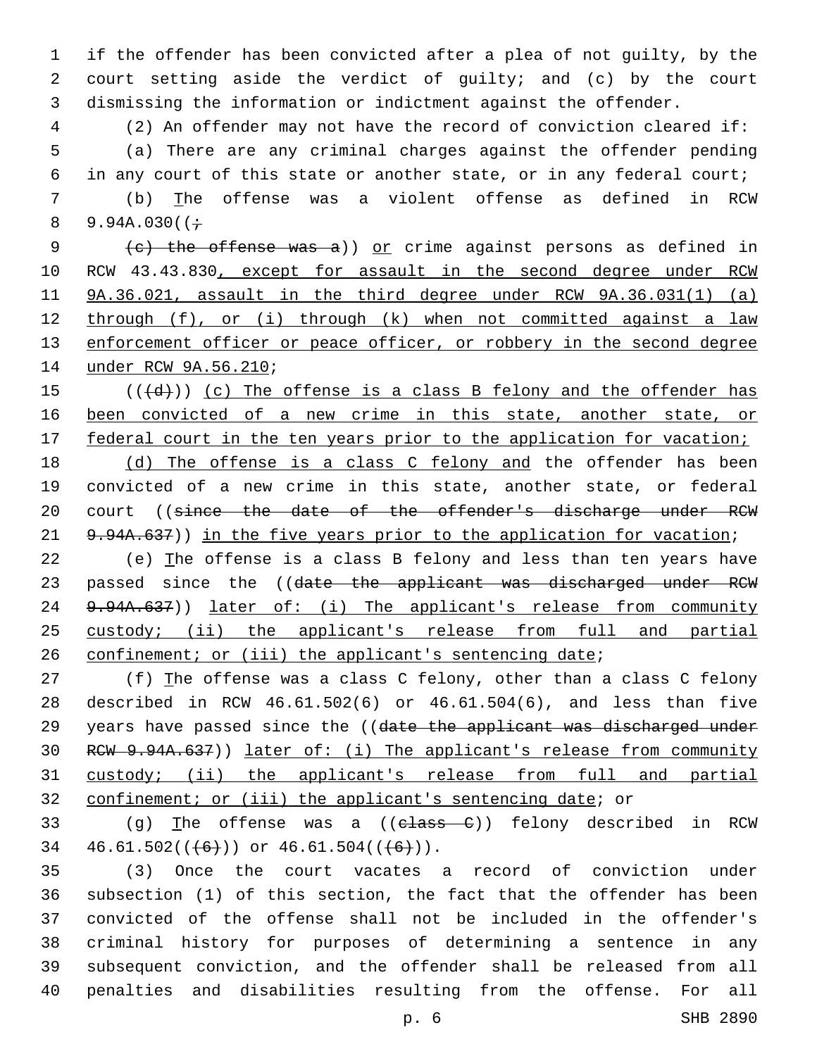if the offender has been convicted after a plea of not guilty, by the court setting aside the verdict of guilty; and (c) by the court dismissing the information or indictment against the offender.

(2) An offender may not have the record of conviction cleared if:

(a) There are any criminal charges against the offender pending in any court of this state or another state, or in any federal court;

(b) The offense was a violent offense as defined in RCW 9.94A.030((;

(c) the offense was a)) or crime against persons as defined in RCW 43.43.830, except for assault in the second degree under RCW 9A.36.021, assault in the third degree under RCW 9A.36.031(1) (a) through (f), or (i) through (k) when not committed against a law enforcement officer or peace officer, or robbery in the second degree under RCW 9A.56.210;

(((d))) (c) The offense is a class B felony and the offender has been convicted of a new crime in this state, another state, or federal court in the ten years prior to the application for vacation;

(d) The offense is a class C felony and the offender has been convicted of a new crime in this state, another state, or federal court ((since the date of the offender's discharge under RCW 9.94A.637)) in the five years prior to the application for vacation;

(e) The offense is a class B felony and less than ten years have passed since the ((date the applicant was discharged under RCW 9.94A.637)) later of: (i) The applicant's release from community custody; (ii) the applicant's release from full and partial confinement; or (iii) the applicant's sentencing date;

(f) The offense was a class C felony, other than a class C felony described in RCW 46.61.502(6) or 46.61.504(6), and less than five years have passed since the ((date the applicant was discharged under RCW 9.94A.637)) later of: (i) The applicant's release from community custody; (ii) the applicant's release from full and partial confinement; or (iii) the applicant's sentencing date; or

(g) The offense was a ((class C)) felony described in RCW 46.61.502(((6))) or 46.61.504(((6))).

(3) Once the court vacates a record of conviction under subsection (1) of this section, the fact that the offender has been convicted of the offense shall not be included in the offender's criminal history for purposes of determining a sentence in any subsequent conviction, and the offender shall be released from all penalties and disabilities resulting from the offense. For all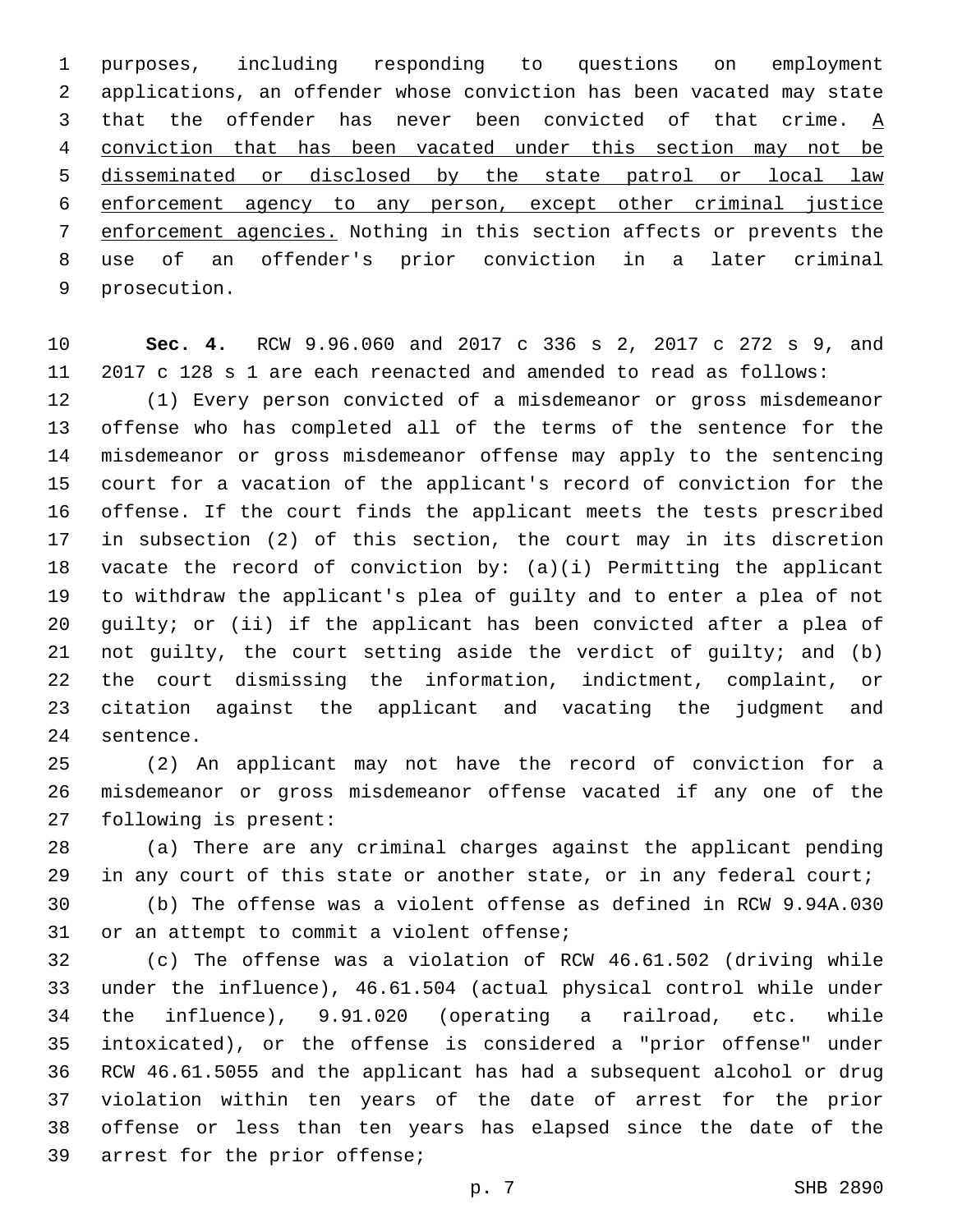purposes, including responding to questions on employment applications, an offender whose conviction has been vacated may state that the offender has never been convicted of that crime. <u>A conviction that has been vacated under this section may not be disseminated or disclosed by the state patrol or local law enforcement agency to any person, except other criminal justice enforcement agencies.</u> Nothing in this section affects or prevents the use of an offender's prior conviction in a later criminal prosecution.

**Sec. 4.** RCW 9.96.060 and 2017 c 336 s 2, 2017 c 272 s 9, and 2017 c 128 s 1 are each reenacted and amended to read as follows:

(1) Every person convicted of a misdemeanor or gross misdemeanor offense who has completed all of the terms of the sentence for the misdemeanor or gross misdemeanor offense may apply to the sentencing court for a vacation of the applicant's record of conviction for the offense. If the court finds the applicant meets the tests prescribed in subsection (2) of this section, the court may in its discretion vacate the record of conviction by: (a)(i) Permitting the applicant to withdraw the applicant's plea of guilty and to enter a plea of not guilty; or (ii) if the applicant has been convicted after a plea of not guilty, the court setting aside the verdict of guilty; and (b) the court dismissing the information, indictment, complaint, or citation against the applicant and vacating the judgment and sentence.

(2) An applicant may not have the record of conviction for a misdemeanor or gross misdemeanor offense vacated if any one of the following is present:

(a) There are any criminal charges against the applicant pending in any court of this state or another state, or in any federal court;

(b) The offense was a violent offense as defined in RCW 9.94A.030 or an attempt to commit a violent offense;

(c) The offense was a violation of RCW 46.61.502 (driving while under the influence), 46.61.504 (actual physical control while under the influence), 9.91.020 (operating a railroad, etc. while intoxicated), or the offense is considered a "prior offense" under RCW 46.61.5055 and the applicant has had a subsequent alcohol or drug violation within ten years of the date of arrest for the prior offense or less than ten years has elapsed since the date of the arrest for the prior offense;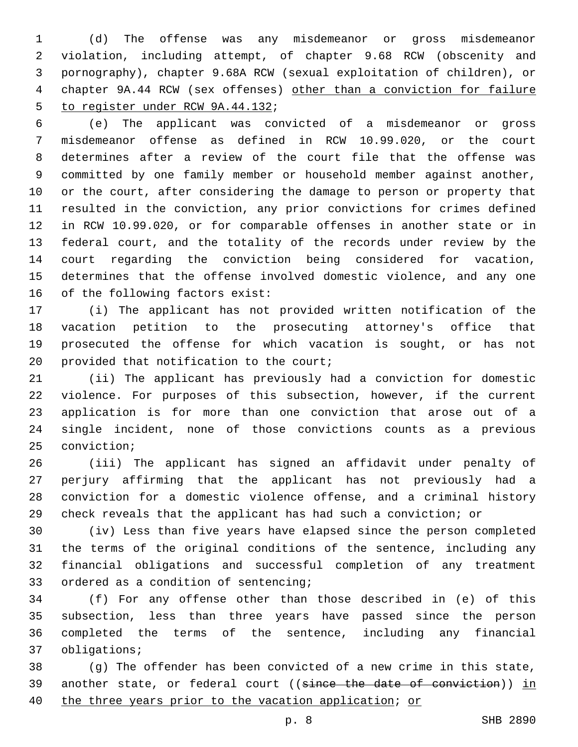(d) The offense was any misdemeanor or gross misdemeanor violation, including attempt, of chapter 9.68 RCW (obscenity and pornography), chapter 9.68A RCW (sexual exploitation of children), or chapter 9A.44 RCW (sex offenses) <u>other than a conviction for failure to register under RCW 9A.44.132</u>;

(e) The applicant was convicted of a misdemeanor or gross misdemeanor offense as defined in RCW 10.99.020, or the court determines after a review of the court file that the offense was committed by one family member or household member against another, or the court, after considering the damage to person or property that resulted in the conviction, any prior convictions for crimes defined in RCW 10.99.020, or for comparable offenses in another state or in federal court, and the totality of the records under review by the court regarding the conviction being considered for vacation, determines that the offense involved domestic violence, and any one of the following factors exist:

(i) The applicant has not provided written notification of the vacation petition to the prosecuting attorney's office that prosecuted the offense for which vacation is sought, or has not provided that notification to the court;

(ii) The applicant has previously had a conviction for domestic violence. For purposes of this subsection, however, if the current application is for more than one conviction that arose out of a single incident, none of those convictions counts as a previous conviction;

(iii) The applicant has signed an affidavit under penalty of perjury affirming that the applicant has not previously had a conviction for a domestic violence offense, and a criminal history check reveals that the applicant has had such a conviction; or

(iv) Less than five years have elapsed since the person completed the terms of the original conditions of the sentence, including any financial obligations and successful completion of any treatment ordered as a condition of sentencing;

(f) For any offense other than those described in (e) of this subsection, less than three years have passed since the person completed the terms of the sentence, including any financial obligations;

(g) The offender has been convicted of a new crime in this state, another state, or federal court ((~~since the date of conviction~~)) <u>in the three years prior to the vacation application</u>; <u>or</u>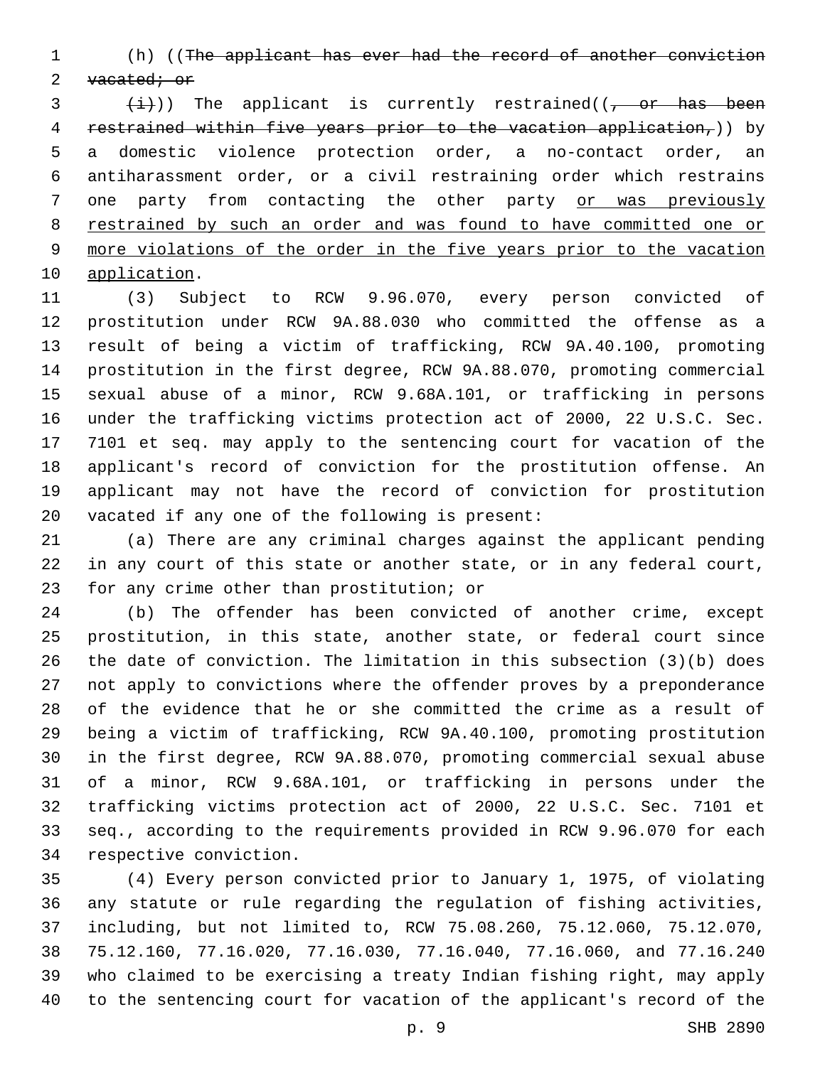(h) ((~~The applicant has ever had the record of another conviction vacated; or~~

~~(i)~~)) The applicant is currently restrained((~~, or has been restrained within five years prior to the vacation application,~~)) by a domestic violence protection order, a no-contact order, an antiharassment order, or a civil restraining order which restrains one party from contacting the other party <u>or was previously restrained by such an order and was found to have committed one or more violations of the order in the five years prior to the vacation application</u>.

(3) Subject to RCW 9.96.070, every person convicted of prostitution under RCW 9A.88.030 who committed the offense as a result of being a victim of trafficking, RCW 9A.40.100, promoting prostitution in the first degree, RCW 9A.88.070, promoting commercial sexual abuse of a minor, RCW 9.68A.101, or trafficking in persons under the trafficking victims protection act of 2000, 22 U.S.C. Sec. 7101 et seq. may apply to the sentencing court for vacation of the applicant's record of conviction for the prostitution offense. An applicant may not have the record of conviction for prostitution vacated if any one of the following is present:

(a) There are any criminal charges against the applicant pending in any court of this state or another state, or in any federal court, for any crime other than prostitution; or

(b) The offender has been convicted of another crime, except prostitution, in this state, another state, or federal court since the date of conviction. The limitation in this subsection (3)(b) does not apply to convictions where the offender proves by a preponderance of the evidence that he or she committed the crime as a result of being a victim of trafficking, RCW 9A.40.100, promoting prostitution in the first degree, RCW 9A.88.070, promoting commercial sexual abuse of a minor, RCW 9.68A.101, or trafficking in persons under the trafficking victims protection act of 2000, 22 U.S.C. Sec. 7101 et seq., according to the requirements provided in RCW 9.96.070 for each respective conviction.

(4) Every person convicted prior to January 1, 1975, of violating any statute or rule regarding the regulation of fishing activities, including, but not limited to, RCW 75.08.260, 75.12.060, 75.12.070, 75.12.160, 77.16.020, 77.16.030, 77.16.040, 77.16.060, and 77.16.240 who claimed to be exercising a treaty Indian fishing right, may apply to the sentencing court for vacation of the applicant's record of the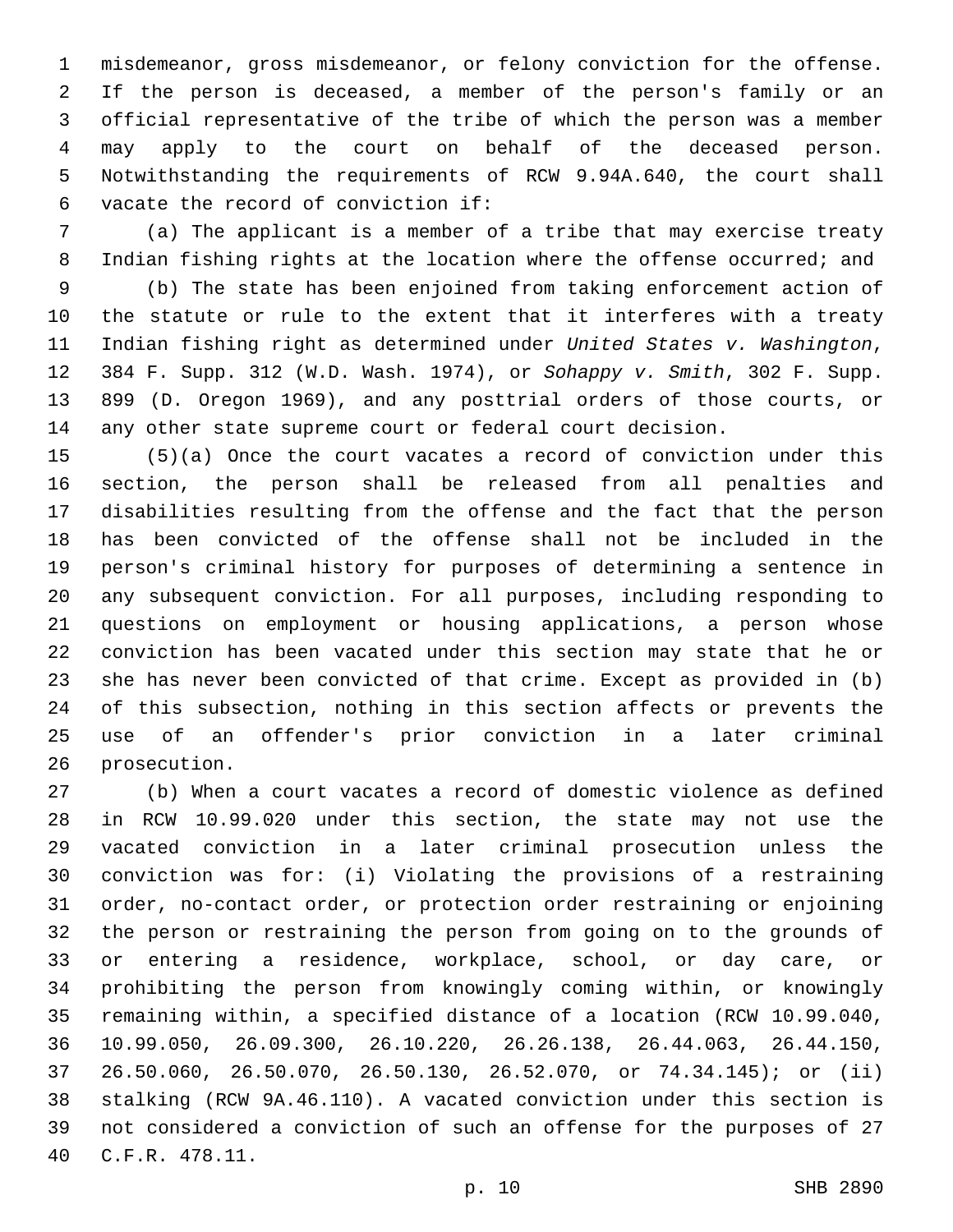misdemeanor, gross misdemeanor, or felony conviction for the offense. If the person is deceased, a member of the person's family or an official representative of the tribe of which the person was a member may apply to the court on behalf of the deceased person. Notwithstanding the requirements of RCW 9.94A.640, the court shall vacate the record of conviction if:

(a) The applicant is a member of a tribe that may exercise treaty Indian fishing rights at the location where the offense occurred; and

(b) The state has been enjoined from taking enforcement action of the statute or rule to the extent that it interferes with a treaty Indian fishing right as determined under *United States v. Washington*, 384 F. Supp. 312 (W.D. Wash. 1974), or *Sohappy v. Smith*, 302 F. Supp. 899 (D. Oregon 1969), and any posttrial orders of those courts, or any other state supreme court or federal court decision.

(5)(a) Once the court vacates a record of conviction under this section, the person shall be released from all penalties and disabilities resulting from the offense and the fact that the person has been convicted of the offense shall not be included in the person's criminal history for purposes of determining a sentence in any subsequent conviction. For all purposes, including responding to questions on employment or housing applications, a person whose conviction has been vacated under this section may state that he or she has never been convicted of that crime. Except as provided in (b) of this subsection, nothing in this section affects or prevents the use of an offender's prior conviction in a later criminal prosecution.

(b) When a court vacates a record of domestic violence as defined in RCW 10.99.020 under this section, the state may not use the vacated conviction in a later criminal prosecution unless the conviction was for: (i) Violating the provisions of a restraining order, no-contact order, or protection order restraining or enjoining the person or restraining the person from going on to the grounds of or entering a residence, workplace, school, or day care, or prohibiting the person from knowingly coming within, or knowingly remaining within, a specified distance of a location (RCW 10.99.040, 10.99.050, 26.09.300, 26.10.220, 26.26.138, 26.44.063, 26.44.150, 26.50.060, 26.50.070, 26.50.130, 26.52.070, or 74.34.145); or (ii) stalking (RCW 9A.46.110). A vacated conviction under this section is not considered a conviction of such an offense for the purposes of 27 C.F.R. 478.11.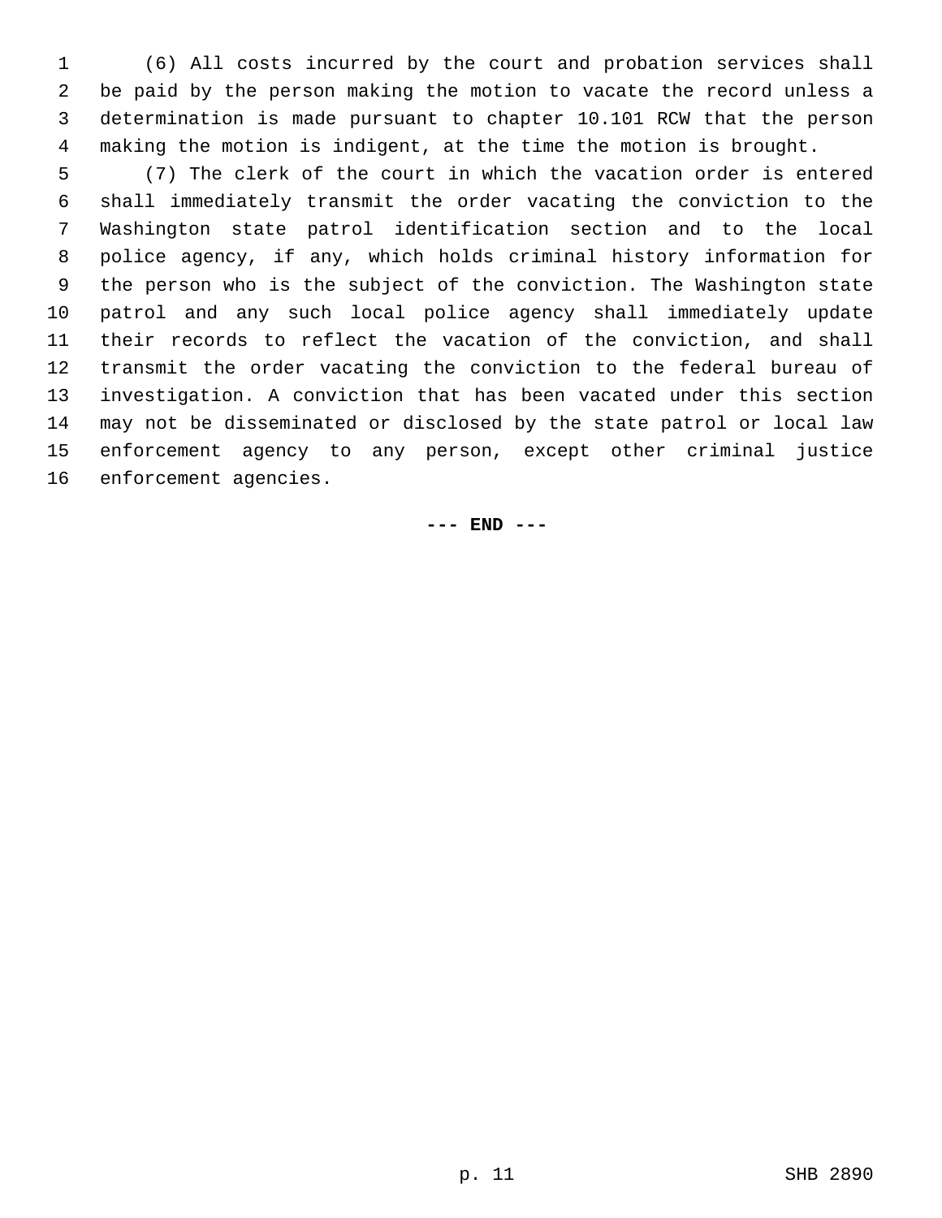(6) All costs incurred by the court and probation services shall be paid by the person making the motion to vacate the record unless a determination is made pursuant to chapter 10.101 RCW that the person making the motion is indigent, at the time the motion is brought.

(7) The clerk of the court in which the vacation order is entered shall immediately transmit the order vacating the conviction to the Washington state patrol identification section and to the local police agency, if any, which holds criminal history information for the person who is the subject of the conviction. The Washington state patrol and any such local police agency shall immediately update their records to reflect the vacation of the conviction, and shall transmit the order vacating the conviction to the federal bureau of investigation. A conviction that has been vacated under this section may not be disseminated or disclosed by the state patrol or local law enforcement agency to any person, except other criminal justice enforcement agencies.

**--- END ---**